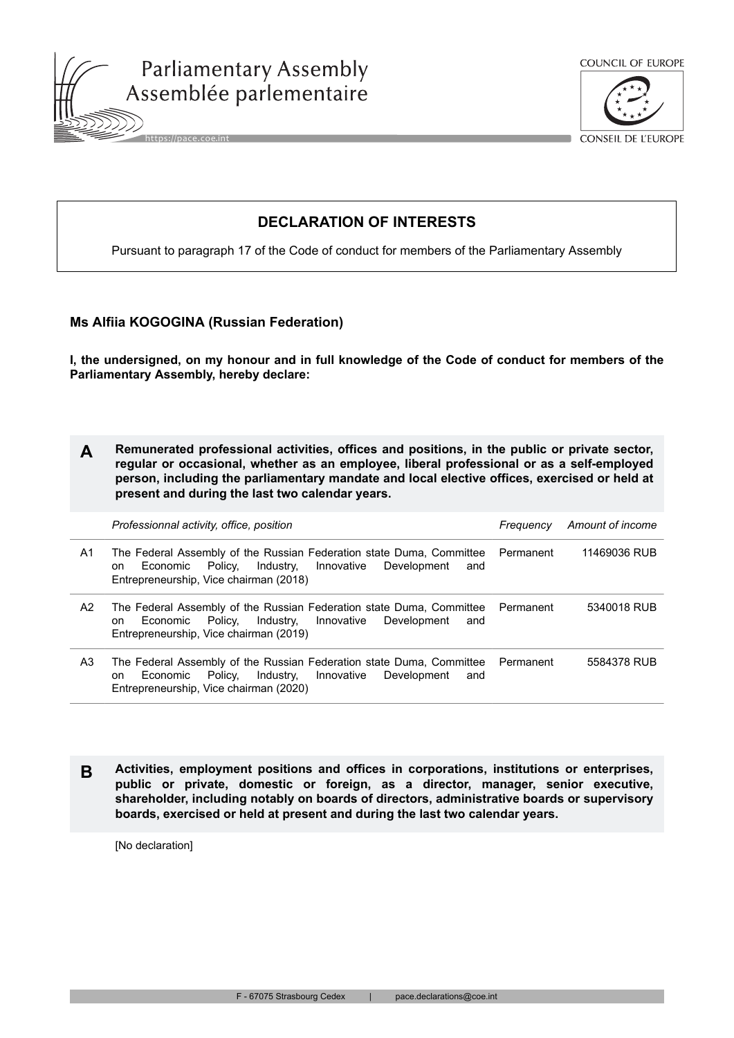Parliamentary Assembly
Assemblée parlementaire

COUNCIL OF EUROPE
CONSEIL DE L'EUROPE

# DECLARATION OF INTERESTS

Pursuant to paragraph 17 of the Code of conduct for members of the Parliamentary Assembly

**Ms Alfiia KOGOGINA (Russian Federation)**

**I, the undersigned, on my honour and in full knowledge of the Code of conduct for members of the Parliamentary Assembly, hereby declare:**

## A Remunerated professional activities, offices and positions, in the public or private sector, regular or occasional, whether as an employee, liberal professional or as a self-employed person, including the parliamentary mandate and local elective offices, exercised or held at present and during the last two calendar years.

| | *Professionnal activity, office, position* | *Frequency* | *Amount of income* |
|---|---|---|---|
| A1 | The Federal Assembly of the Russian Federation state Duma, Committee on Economic Policy, Industry, Innovative Development and Entrepreneurship, Vice chairman (2018) | Permanent | 11469036 RUB |
| A2 | The Federal Assembly of the Russian Federation state Duma, Committee on Economic Policy, Industry, Innovative Development and Entrepreneurship, Vice chairman (2019) | Permanent | 5340018 RUB |
| A3 | The Federal Assembly of the Russian Federation state Duma, Committee on Economic Policy, Industry, Innovative Development and Entrepreneurship, Vice chairman (2020) | Permanent | 5584378 RUB |

## B Activities, employment positions and offices in corporations, institutions or enterprises, public or private, domestic or foreign, as a director, manager, senior executive, shareholder, including notably on boards of directors, administrative boards or supervisory boards, exercised or held at present and during the last two calendar years.

[No declaration]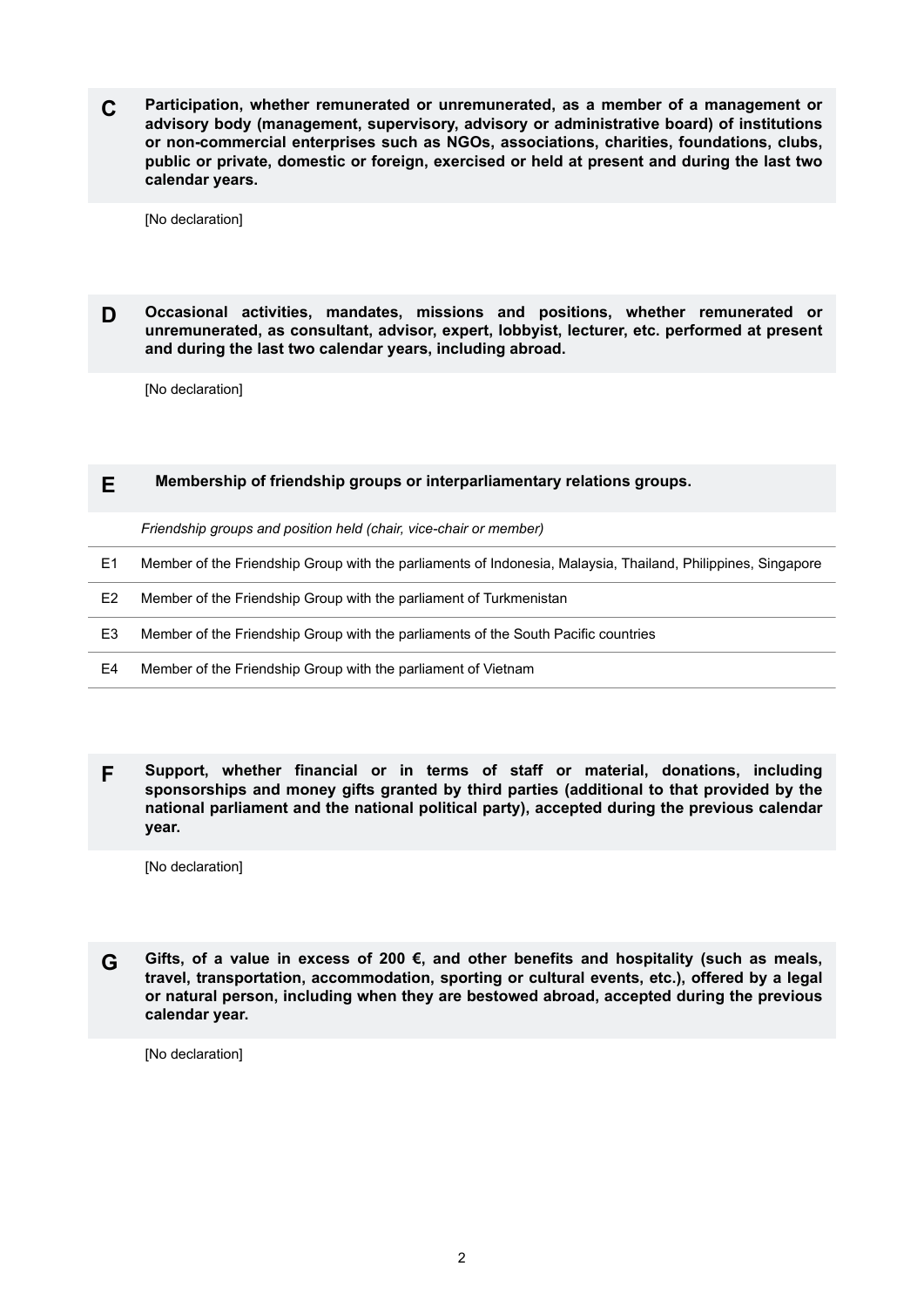**C** **Participation, whether remunerated or unremunerated, as a member of a management or advisory body (management, supervisory, advisory or administrative board) of institutions or non-commercial enterprises such as NGOs, associations, charities, foundations, clubs, public or private, domestic or foreign, exercised or held at present and during the last two calendar years.**

[No declaration]

**D** **Occasional activities, mandates, missions and positions, whether remunerated or unremunerated, as consultant, advisor, expert, lobbyist, lecturer, etc. performed at present and during the last two calendar years, including abroad.**

[No declaration]

**E** **Membership of friendship groups or interparliamentary relations groups.**

| | *Friendship groups and position held (chair, vice-chair or member)* |
|---|---|
| E1 | Member of the Friendship Group with the parliaments of Indonesia, Malaysia, Thailand, Philippines, Singapore |
| E2 | Member of the Friendship Group with the parliament of Turkmenistan |
| E3 | Member of the Friendship Group with the parliaments of the South Pacific countries |
| E4 | Member of the Friendship Group with the parliament of Vietnam |

**F** **Support, whether financial or in terms of staff or material, donations, including sponsorships and money gifts granted by third parties (additional to that provided by the national parliament and the national political party), accepted during the previous calendar year.**

[No declaration]

**G** **Gifts, of a value in excess of 200 €, and other benefits and hospitality (such as meals, travel, transportation, accommodation, sporting or cultural events, etc.), offered by a legal or natural person, including when they are bestowed abroad, accepted during the previous calendar year.**

[No declaration]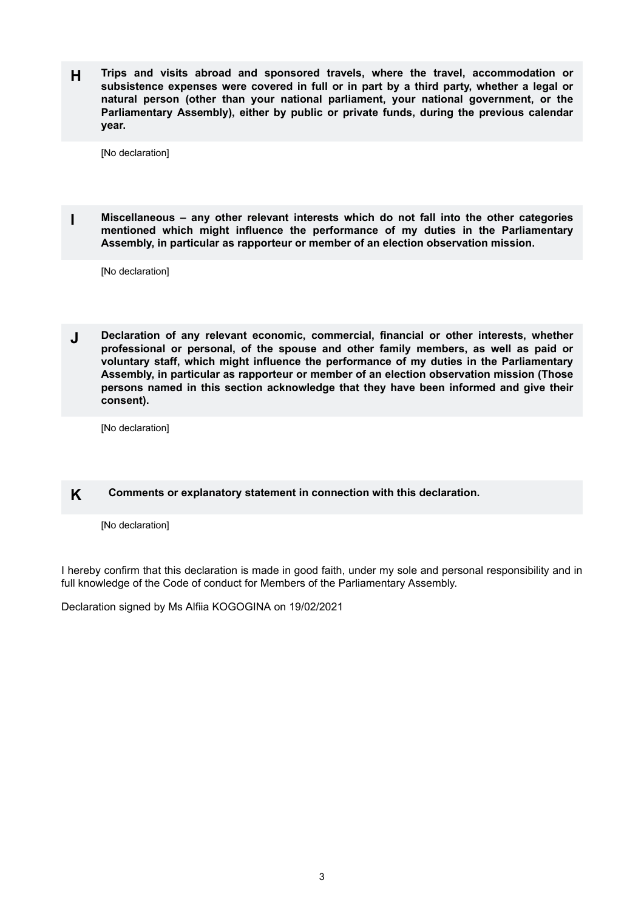**H** **Trips and visits abroad and sponsored travels, where the travel, accommodation or subsistence expenses were covered in full or in part by a third party, whether a legal or natural person (other than your national parliament, your national government, or the Parliamentary Assembly), either by public or private funds, during the previous calendar year.**

[No declaration]

**I** **Miscellaneous – any other relevant interests which do not fall into the other categories mentioned which might influence the performance of my duties in the Parliamentary Assembly, in particular as rapporteur or member of an election observation mission.**

[No declaration]

**J** **Declaration of any relevant economic, commercial, financial or other interests, whether professional or personal, of the spouse and other family members, as well as paid or voluntary staff, which might influence the performance of my duties in the Parliamentary Assembly, in particular as rapporteur or member of an election observation mission (Those persons named in this section acknowledge that they have been informed and give their consent).**

[No declaration]

**K** **Comments or explanatory statement in connection with this declaration.**

[No declaration]

I hereby confirm that this declaration is made in good faith, under my sole and personal responsibility and in full knowledge of the Code of conduct for Members of the Parliamentary Assembly.

Declaration signed by Ms Alfiia KOGOGINA on 19/02/2021